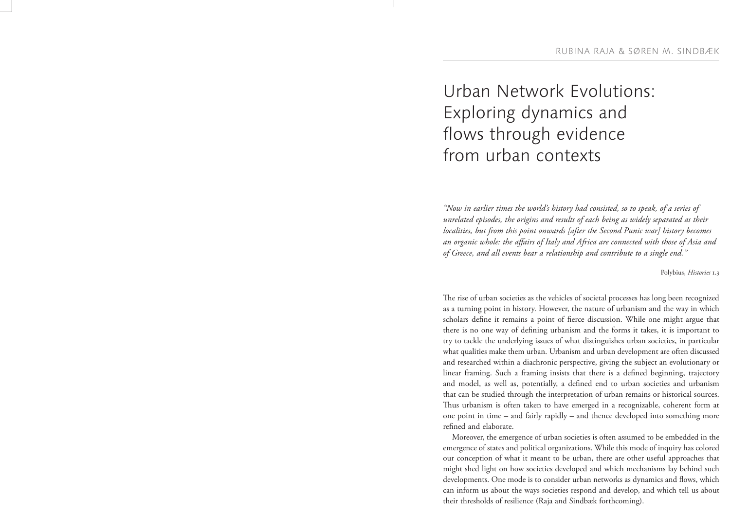RUBINA RAJA & SØREN M. SINDBÆK

# Urban Network Evolutions: Exploring dynamics and flows through evidence from urban contexts

*"Now in earlier times the world's history had consisted, so to speak, of a series of unrelated episodes, the origins and results of each being as widely separated as their localities, but from this point onwards [after the Second Punic war] history becomes an organic whole: the affairs of Italy and Africa are connected with those of Asia and of Greece, and all events bear a relationship and contribute to a single end."*

Polybius, *Histories* 1.3

The rise of urban societies as the vehicles of societal processes has long been recognized as a turning point in history. However, the nature of urbanism and the way in which scholars define it remains a point of fierce discussion. While one might argue that there is no one way of defining urbanism and the forms it takes, it is important to try to tackle the underlying issues of what distinguishes urban societies, in particular what qualities make them urban. Urbanism and urban development are often discussed and researched within a diachronic perspective, giving the subject an evolutionary or linear framing. Such a framing insists that there is a defined beginning, trajectory and model, as well as, potentially, a defined end to urban societies and urbanism that can be studied through the interpretation of urban remains or historical sources. Thus urbanism is often taken to have emerged in a recognizable, coherent form at one point in time – and fairly rapidly – and thence developed into something more refined and elaborate.

Moreover, the emergence of urban societies is often assumed to be embedded in the emergence of states and political organizations. While this mode of inquiry has colored our conception of what it meant to be urban, there are other useful approaches that might shed light on how societies developed and which mechanisms lay behind such developments. One mode is to consider urban networks as dynamics and flows, which can inform us about the ways societies respond and develop, and which tell us about their thresholds of resilience (Raja and Sindbæk forthcoming).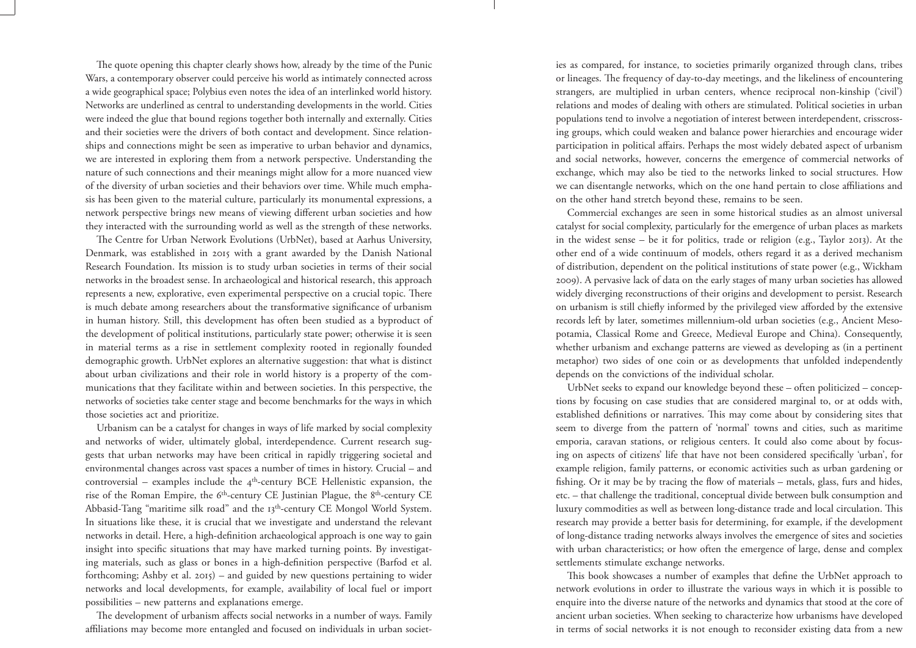The quote opening this chapter clearly shows how, already by the time of the Punic Wars, a contemporary observer could perceive his world as intimately connected across a wide geographical space; Polybius even notes the idea of an interlinked world history. Networks are underlined as central to understanding developments in the world. Cities were indeed the glue that bound regions together both internally and externally. Cities and their societies were the drivers of both contact and development. Since relationships and connections might be seen as imperative to urban behavior and dynamics, we are interested in exploring them from a network perspective. Understanding the nature of such connections and their meanings might allow for a more nuanced view of the diversity of urban societies and their behaviors over time. While much emphasis has been given to the material culture, particularly its monumental expressions, a network perspective brings new means of viewing different urban societies and how they interacted with the surrounding world as well as the strength of these networks.

The Centre for Urban Network Evolutions (UrbNet), based at Aarhus University, Denmark, was established in 2015 with a grant awarded by the Danish National Research Foundation. Its mission is to study urban societies in terms of their social networks in the broadest sense. In archaeological and historical research, this approach represents a new, explorative, even experimental perspective on a crucial topic. There is much debate among researchers about the transformative significance of urbanism in human history. Still, this development has often been studied as a byproduct of the development of political institutions, particularly state power; otherwise it is seen in material terms as a rise in settlement complexity rooted in regionally founded demographic growth. UrbNet explores an alternative suggestion: that what is distinct about urban civilizations and their role in world history is a property of the communications that they facilitate within and between societies. In this perspective, the networks of societies take center stage and become benchmarks for the ways in which those societies act and prioritize.

Urbanism can be a catalyst for changes in ways of life marked by social complexity and networks of wider, ultimately global, interdependence. Current research suggests that urban networks may have been critical in rapidly triggering societal and environmental changes across vast spaces a number of times in history. Crucial – and controversial – examples include the 4th-century BCE Hellenistic expansion, the rise of the Roman Empire, the 6th-century CE Justinian Plague, the 8th-century CE Abbasid-Tang "maritime silk road" and the 13th-century CE Mongol World System. In situations like these, it is crucial that we investigate and understand the relevant networks in detail. Here, a high-definition archaeological approach is one way to gain insight into specific situations that may have marked turning points. By investigating materials, such as glass or bones in a high-definition perspective (Barfod et al. forthcoming; Ashby et al. 2015) – and guided by new questions pertaining to wider networks and local developments, for example, availability of local fuel or import possibilities – new patterns and explanations emerge.

The development of urbanism affects social networks in a number of ways. Family affiliations may become more entangled and focused on individuals in urban societies as compared, for instance, to societies primarily organized through clans, tribes or lineages. The frequency of day-to-day meetings, and the likeliness of encountering strangers, are multiplied in urban centers, whence reciprocal non-kinship ('civil') relations and modes of dealing with others are stimulated. Political societies in urban populations tend to involve a negotiation of interest between interdependent, crisscrossing groups, which could weaken and balance power hierarchies and encourage wider participation in political affairs. Perhaps the most widely debated aspect of urbanism and social networks, however, concerns the emergence of commercial networks of exchange, which may also be tied to the networks linked to social structures. How we can disentangle networks, which on the one hand pertain to close affiliations and on the other hand stretch beyond these, remains to be seen.

Commercial exchanges are seen in some historical studies as an almost universal catalyst for social complexity, particularly for the emergence of urban places as markets in the widest sense – be it for politics, trade or religion (e.g., Taylor 2013). At the other end of a wide continuum of models, others regard it as a derived mechanism of distribution, dependent on the political institutions of state power (e.g., Wickham 2009). A pervasive lack of data on the early stages of many urban societies has allowed widely diverging reconstructions of their origins and development to persist. Research on urbanism is still chiefly informed by the privileged view afforded by the extensive records left by later, sometimes millennium-old urban societies (e.g., Ancient Mesopotamia, Classical Rome and Greece, Medieval Europe and China). Consequently, whether urbanism and exchange patterns are viewed as developing as (in a pertinent metaphor) two sides of one coin or as developments that unfolded independently depends on the convictions of the individual scholar.

UrbNet seeks to expand our knowledge beyond these – often politicized – conceptions by focusing on case studies that are considered marginal to, or at odds with, established definitions or narratives. This may come about by considering sites that seem to diverge from the pattern of 'normal' towns and cities, such as maritime emporia, caravan stations, or religious centers. It could also come about by focusing on aspects of citizens' life that have not been considered specifically 'urban', for example religion, family patterns, or economic activities such as urban gardening or fishing. Or it may be by tracing the flow of materials – metals, glass, furs and hides, etc. – that challenge the traditional, conceptual divide between bulk consumption and luxury commodities as well as between long-distance trade and local circulation. This research may provide a better basis for determining, for example, if the development of long-distance trading networks always involves the emergence of sites and societies with urban characteristics; or how often the emergence of large, dense and complex settlements stimulate exchange networks.

This book showcases a number of examples that define the UrbNet approach to network evolutions in order to illustrate the various ways in which it is possible to enquire into the diverse nature of the networks and dynamics that stood at the core of ancient urban societies. When seeking to characterize how urbanisms have developed in terms of social networks it is not enough to reconsider existing data from a new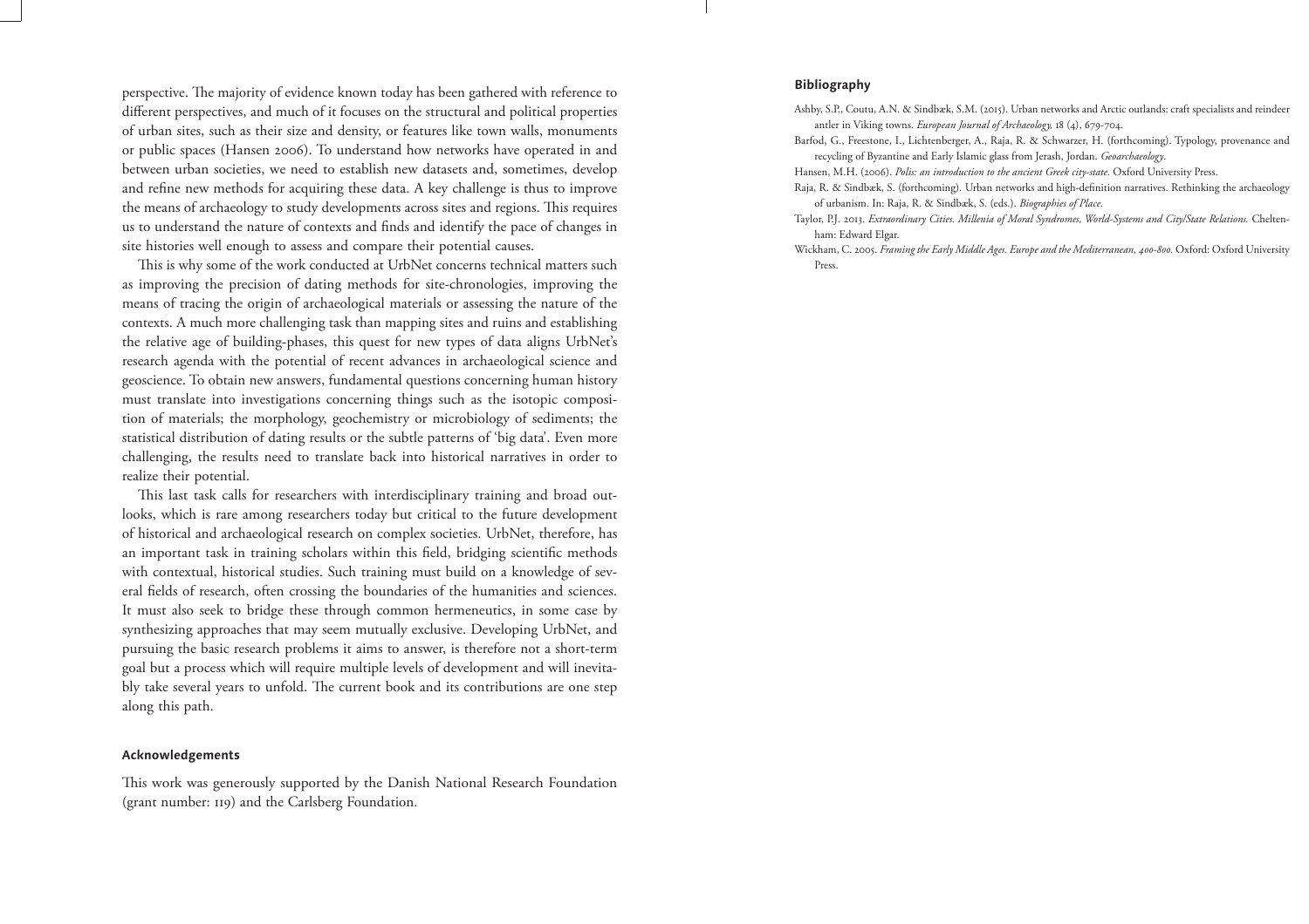perspective. The majority of evidence known today has been gathered with reference to different perspectives, and much of it focuses on the structural and political properties of urban sites, such as their size and density, or features like town walls, monuments or public spaces (Hansen 2006). To understand how networks have operated in and between urban societies, we need to establish new datasets and, sometimes, develop and refine new methods for acquiring these data. A key challenge is thus to improve the means of archaeology to study developments across sites and regions. This requires us to understand the nature of contexts and finds and identify the pace of changes in site histories well enough to assess and compare their potential causes.

This is why some of the work conducted at UrbNet concerns technical matters such as improving the precision of dating methods for site-chronologies, improving the means of tracing the origin of archaeological materials or assessing the nature of the contexts. A much more challenging task than mapping sites and ruins and establishing the relative age of building-phases, this quest for new types of data aligns UrbNet's research agenda with the potential of recent advances in archaeological science and geoscience. To obtain new answers, fundamental questions concerning human history must translate into investigations concerning things such as the isotopic composition of materials; the morphology, geochemistry or microbiology of sediments; the statistical distribution of dating results or the subtle patterns of 'big data'. Even more challenging, the results need to translate back into historical narratives in order to realize their potential.

This last task calls for researchers with interdisciplinary training and broad outlooks, which is rare among researchers today but critical to the future development of historical and archaeological research on complex societies. UrbNet, therefore, has an important task in training scholars within this field, bridging scientific methods with contextual, historical studies. Such training must build on a knowledge of several fields of research, often crossing the boundaries of the humanities and sciences. It must also seek to bridge these through common hermeneutics, in some case by synthesizing approaches that may seem mutually exclusive. Developing UrbNet, and pursuing the basic research problems it aims to answer, is therefore not a short-term goal but a process which will require multiple levels of development and will inevitably take several years to unfold. The current book and its contributions are one step along this path.

#### Acknowledgements

This work was generously supported by the Danish National Research Foundation (grant number: 119) and the Carlsberg Foundation.

#### Bibliography

Ashby, S.P., Coutu, A.N. & Sindbæk, S.M. (2015). Urban networks and Arctic outlands: craft specialists and reindeer antler in Viking towns. *European Journal of Archaeology,* 18 (4), 679-704.

Barfod, G., Freestone, I., Lichtenberger, A., Raja, R. & Schwarzer, H. (forthcoming). Typology, provenance and recycling of Byzantine and Early Islamic glass from Jerash, Jordan. *Geoarchaeology*.

Hansen, M.H. (2006). *Polis: an introduction to the ancient Greek city-state.* Oxford University Press.

Raja, R. & Sindbæk, S. (forthcoming). Urban networks and high-definition narratives. Rethinking the archaeology of urbanism. In: Raja, R. & Sindbæk, S. (eds.). *Biographies of Place.*

Taylor, P.J. 2013. *Extraordinary Cities. Millenia of Moral Syndromes, World-Systems and City/State Relations.* Cheltenham: Edward Elgar.

Wickham, C. 2005. *Framing the Early Middle Ages. Europe and the Mediterranean, 400-800.* Oxford: Oxford University Press.